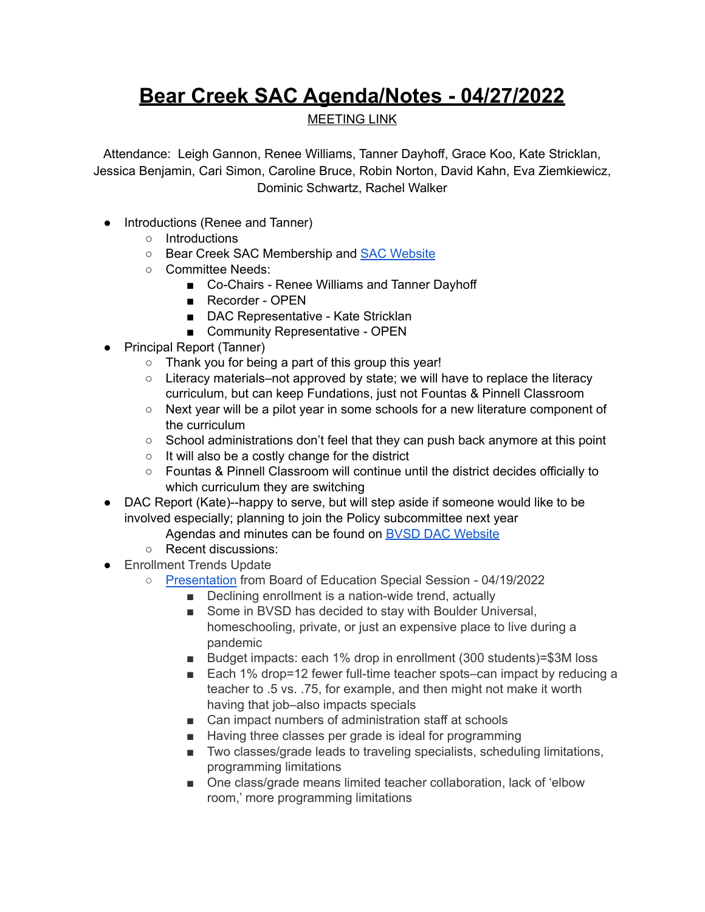# Bear Creek SAC Agenda/Notes - 04/27/2022

MEETING LINK

Attendance: Leigh Gannon, Renee Williams, Tanner Dayhoff, Grace Koo, Kate Stricklan, Jessica Benjamin, Cari Simon, Caroline Bruce, Robin Norton, David Kahn, Eva Ziemkiewicz, Dominic Schwartz, Rachel Walker

- Introductions (Renee and Tanner)
  - Introductions
  - Bear Creek SAC Membership and SAC Website
  - Committee Needs:
    - Co-Chairs - Renee Williams and Tanner Dayhoff
    - Recorder - OPEN
    - DAC Representative - Kate Stricklan
    - Community Representative - OPEN
- Principal Report (Tanner)
  - Thank you for being a part of this group this year!
  - Literacy materials–not approved by state; we will have to replace the literacy curriculum, but can keep Fundations, just not Fountas & Pinnell Classroom
  - Next year will be a pilot year in some schools for a new literature component of the curriculum
  - School administrations don't feel that they can push back anymore at this point
  - It will also be a costly change for the district
  - Fountas & Pinnell Classroom will continue until the district decides officially to which curriculum they are switching
- DAC Report (Kate)--happy to serve, but will step aside if someone would like to be involved especially; planning to join the Policy subcommittee next year
  Agendas and minutes can be found on BVSD DAC Website
  - Recent discussions:
- Enrollment Trends Update
  - Presentation from Board of Education Special Session - 04/19/2022
    - Declining enrollment is a nation-wide trend, actually
    - Some in BVSD has decided to stay with Boulder Universal, homeschooling, private, or just an expensive place to live during a pandemic
    - Budget impacts: each 1% drop in enrollment (300 students)=$3M loss
    - Each 1% drop=12 fewer full-time teacher spots–can impact by reducing a teacher to .5 vs. .75, for example, and then might not make it worth having that job–also impacts specials
    - Can impact numbers of administration staff at schools
    - Having three classes per grade is ideal for programming
    - Two classes/grade leads to traveling specialists, scheduling limitations, programming limitations
    - One class/grade means limited teacher collaboration, lack of 'elbow room,' more programming limitations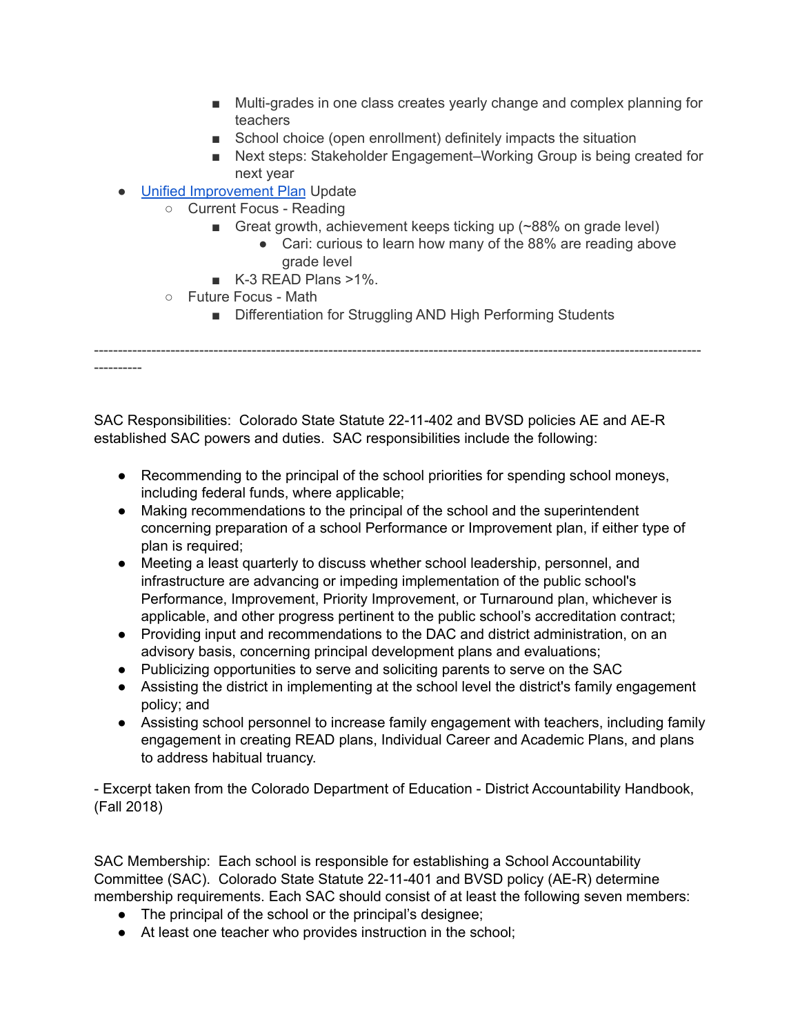- Multi-grades in one class creates yearly change and complex planning for teachers
        - School choice (open enrollment) definitely impacts the situation
        - Next steps: Stakeholder Engagement–Working Group is being created for next year
- [Unified Improvement Plan]() Update
    - Current Focus - Reading
        - Great growth, achievement keeps ticking up (~88% on grade level)
            - Cari: curious to learn how many of the 88% are reading above grade level
        - K-3 READ Plans >1%.
    - Future Focus - Math
        - Differentiation for Struggling AND High Performing Students

-----------------------------------------------------------------------------------------------------------------------------------

SAC Responsibilities: Colorado State Statute 22-11-402 and BVSD policies AE and AE-R established SAC powers and duties. SAC responsibilities include the following:

- Recommending to the principal of the school priorities for spending school moneys, including federal funds, where applicable;
- Making recommendations to the principal of the school and the superintendent concerning preparation of a school Performance or Improvement plan, if either type of plan is required;
- Meeting a least quarterly to discuss whether school leadership, personnel, and infrastructure are advancing or impeding implementation of the public school's Performance, Improvement, Priority Improvement, or Turnaround plan, whichever is applicable, and other progress pertinent to the public school's accreditation contract;
- Providing input and recommendations to the DAC and district administration, on an advisory basis, concerning principal development plans and evaluations;
- Publicizing opportunities to serve and soliciting parents to serve on the SAC
- Assisting the district in implementing at the school level the district's family engagement policy; and
- Assisting school personnel to increase family engagement with teachers, including family engagement in creating READ plans, Individual Career and Academic Plans, and plans to address habitual truancy.

- Excerpt taken from the Colorado Department of Education - District Accountability Handbook, (Fall 2018)

SAC Membership: Each school is responsible for establishing a School Accountability Committee (SAC). Colorado State Statute 22-11-401 and BVSD policy (AE-R) determine membership requirements. Each SAC should consist of at least the following seven members:

- The principal of the school or the principal's designee;
- At least one teacher who provides instruction in the school;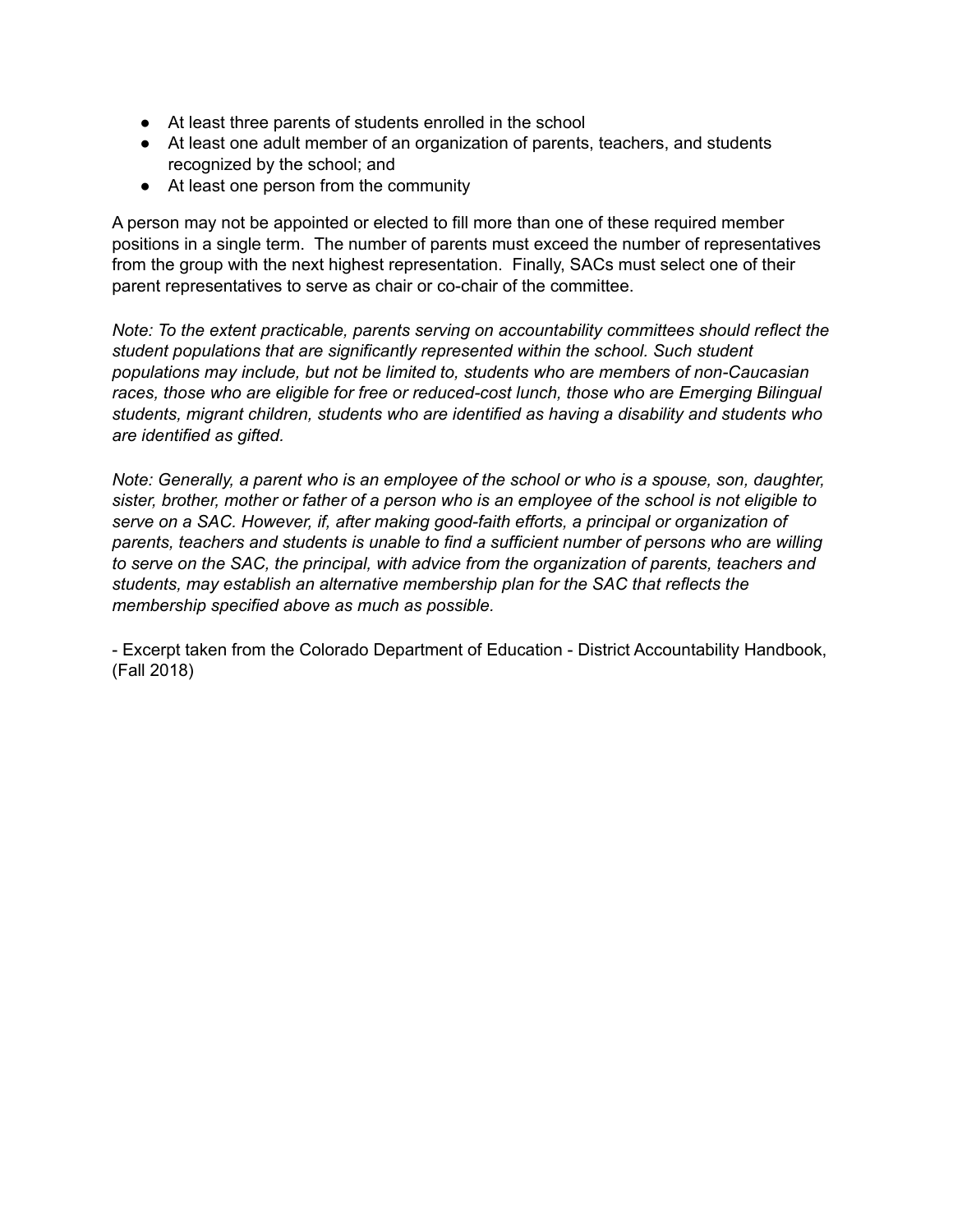- At least three parents of students enrolled in the school
- At least one adult member of an organization of parents, teachers, and students recognized by the school; and
- At least one person from the community

A person may not be appointed or elected to fill more than one of these required member positions in a single term. The number of parents must exceed the number of representatives from the group with the next highest representation. Finally, SACs must select one of their parent representatives to serve as chair or co-chair of the committee.

*Note: To the extent practicable, parents serving on accountability committees should reflect the student populations that are significantly represented within the school. Such student populations may include, but not be limited to, students who are members of non-Caucasian races, those who are eligible for free or reduced-cost lunch, those who are Emerging Bilingual students, migrant children, students who are identified as having a disability and students who are identified as gifted.*

*Note: Generally, a parent who is an employee of the school or who is a spouse, son, daughter, sister, brother, mother or father of a person who is an employee of the school is not eligible to serve on a SAC. However, if, after making good-faith efforts, a principal or organization of parents, teachers and students is unable to find a sufficient number of persons who are willing to serve on the SAC, the principal, with advice from the organization of parents, teachers and students, may establish an alternative membership plan for the SAC that reflects the membership specified above as much as possible.*

- Excerpt taken from the Colorado Department of Education - District Accountability Handbook, (Fall 2018)